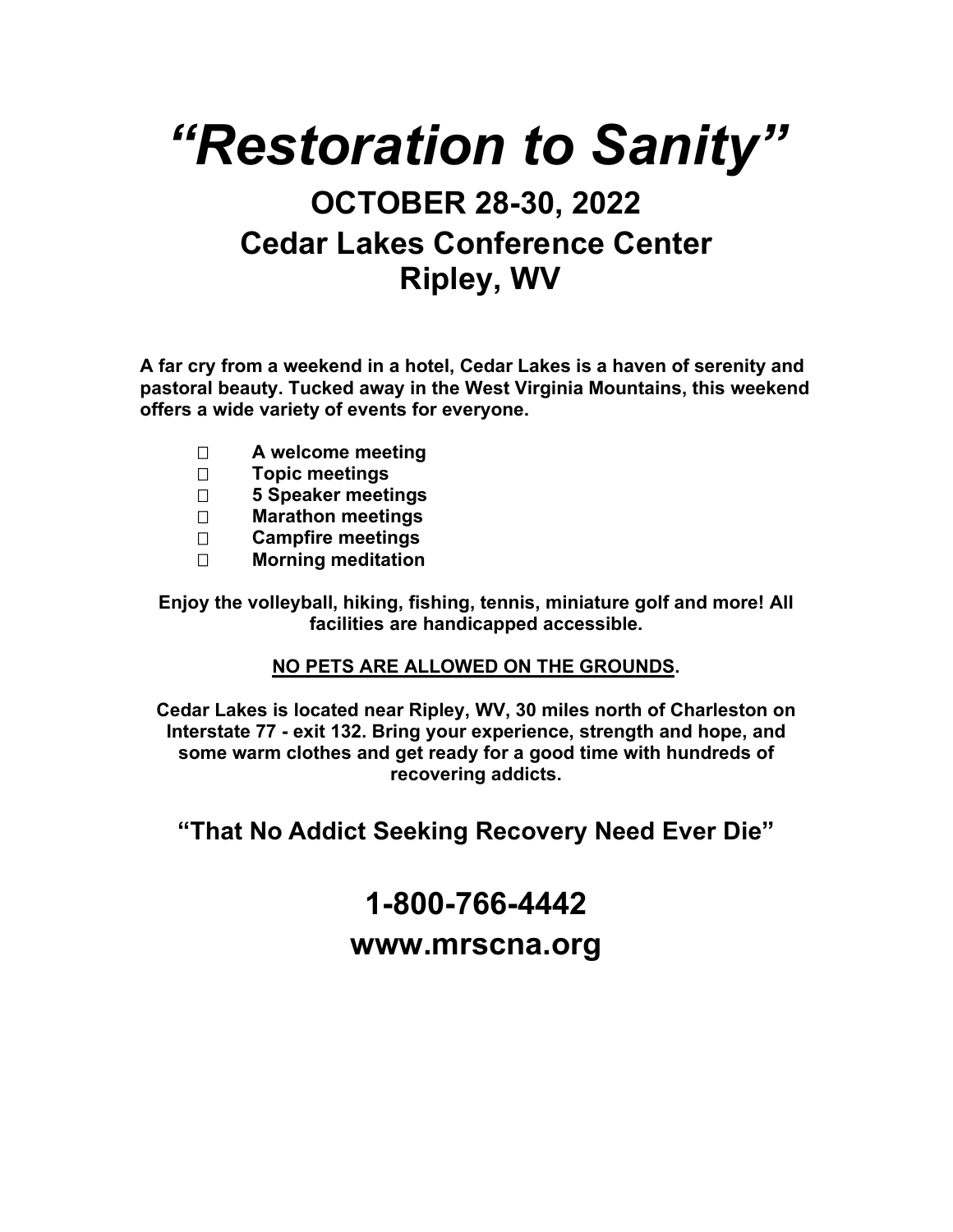# *"Restoration to Sanity"*

## OCTOBER 28-30, 2022
## Cedar Lakes Conference Center
## Ripley, WV

**A far cry from a weekend in a hotel, Cedar Lakes is a haven of serenity and pastoral beauty. Tucked away in the West Virginia Mountains, this weekend offers a wide variety of events for everyone.**

- **A welcome meeting**
- **Topic meetings**
- **5 Speaker meetings**
- **Marathon meetings**
- **Campfire meetings**
- **Morning meditation**

**Enjoy the volleyball, hiking, fishing, tennis, miniature golf and more! All facilities are handicapped accessible.**

**<u>NO PETS ARE ALLOWED ON THE GROUNDS</u>.**

**Cedar Lakes is located near Ripley, WV, 30 miles north of Charleston on Interstate 77 - exit 132. Bring your experience, strength and hope, and some warm clothes and get ready for a good time with hundreds of recovering addicts.**

### "That No Addict Seeking Recovery Need Ever Die"

## 1-800-766-4442
## www.mrscna.org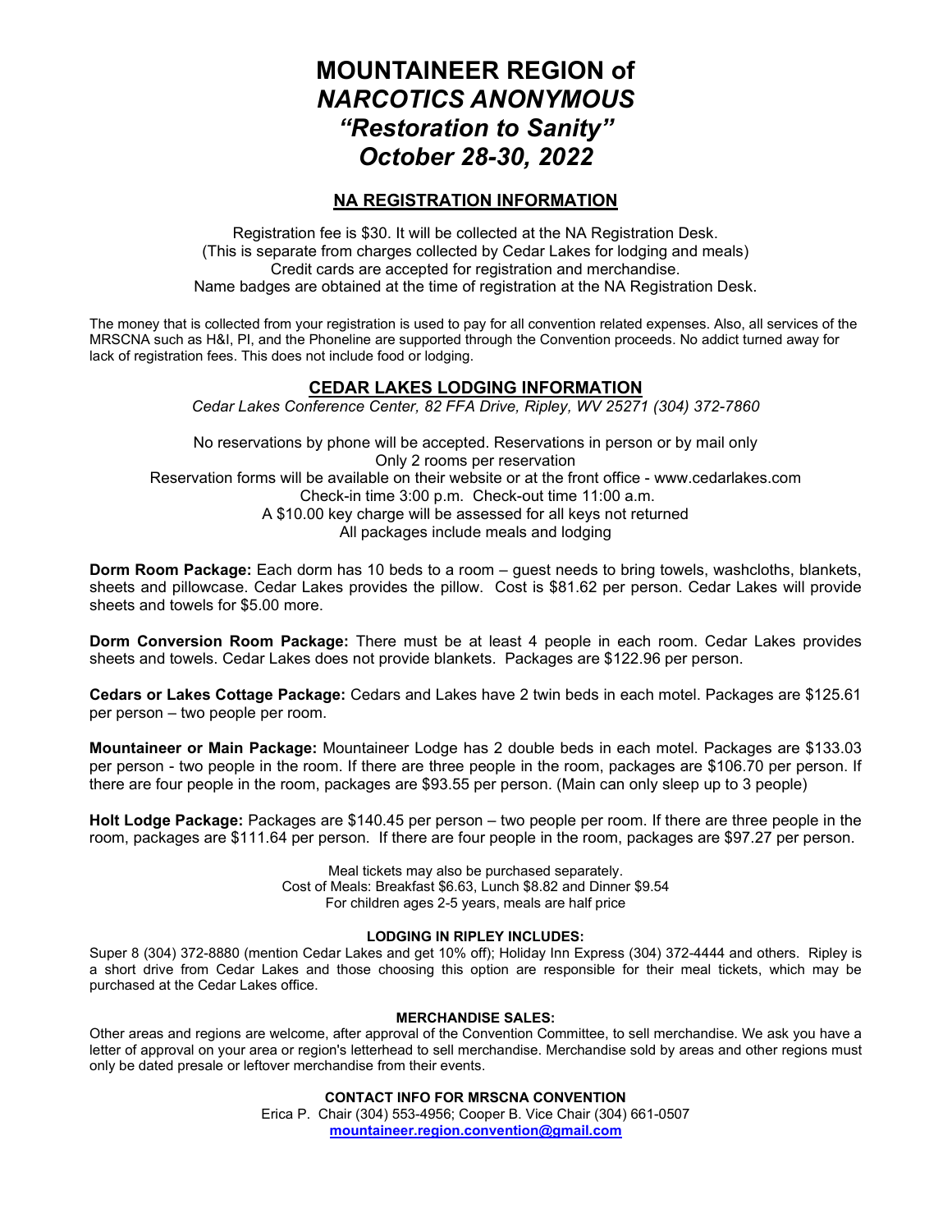# MOUNTAINEER REGION of *NARCOTICS ANONYMOUS* *"Restoration to Sanity"* *October 28-30, 2022*

## NA REGISTRATION INFORMATION

Registration fee is $30. It will be collected at the NA Registration Desk.
(This is separate from charges collected by Cedar Lakes for lodging and meals)
Credit cards are accepted for registration and merchandise.
Name badges are obtained at the time of registration at the NA Registration Desk.

The money that is collected from your registration is used to pay for all convention related expenses. Also, all services of the MRSCNA such as H&I, PI, and the Phoneline are supported through the Convention proceeds. No addict turned away for lack of registration fees. This does not include food or lodging.

## CEDAR LAKES LODGING INFORMATION

*Cedar Lakes Conference Center, 82 FFA Drive, Ripley, WV 25271 (304) 372-7860*

No reservations by phone will be accepted. Reservations in person or by mail only
Only 2 rooms per reservation
Reservation forms will be available on their website or at the front office - www.cedarlakes.com
Check-in time 3:00 p.m. Check-out time 11:00 a.m.
A $10.00 key charge will be assessed for all keys not returned
All packages include meals and lodging

**Dorm Room Package:** Each dorm has 10 beds to a room – guest needs to bring towels, washcloths, blankets, sheets and pillowcase. Cedar Lakes provides the pillow. Cost is $81.62 per person. Cedar Lakes will provide sheets and towels for $5.00 more.

**Dorm Conversion Room Package:** There must be at least 4 people in each room. Cedar Lakes provides sheets and towels. Cedar Lakes does not provide blankets. Packages are $122.96 per person.

**Cedars or Lakes Cottage Package:** Cedars and Lakes have 2 twin beds in each motel. Packages are $125.61 per person – two people per room.

**Mountaineer or Main Package:** Mountaineer Lodge has 2 double beds in each motel. Packages are $133.03 per person - two people in the room. If there are three people in the room, packages are $106.70 per person. If there are four people in the room, packages are $93.55 per person. (Main can only sleep up to 3 people)

**Holt Lodge Package:** Packages are $140.45 per person – two people per room. If there are three people in the room, packages are $111.64 per person. If there are four people in the room, packages are $97.27 per person.

Meal tickets may also be purchased separately.
Cost of Meals: Breakfast $6.63, Lunch $8.82 and Dinner $9.54
For children ages 2-5 years, meals are half price

#### LODGING IN RIPLEY INCLUDES:

Super 8 (304) 372-8880 (mention Cedar Lakes and get 10% off); Holiday Inn Express (304) 372-4444 and others. Ripley is a short drive from Cedar Lakes and those choosing this option are responsible for their meal tickets, which may be purchased at the Cedar Lakes office.

#### MERCHANDISE SALES:

Other areas and regions are welcome, after approval of the Convention Committee, to sell merchandise. We ask you have a letter of approval on your area or region's letterhead to sell merchandise. Merchandise sold by areas and other regions must only be dated presale or leftover merchandise from their events.

#### CONTACT INFO FOR MRSCNA CONVENTION

Erica P. Chair (304) 553-4956; Cooper B. Vice Chair (304) 661-0507
**mountaineer.region.convention@gmail.com**